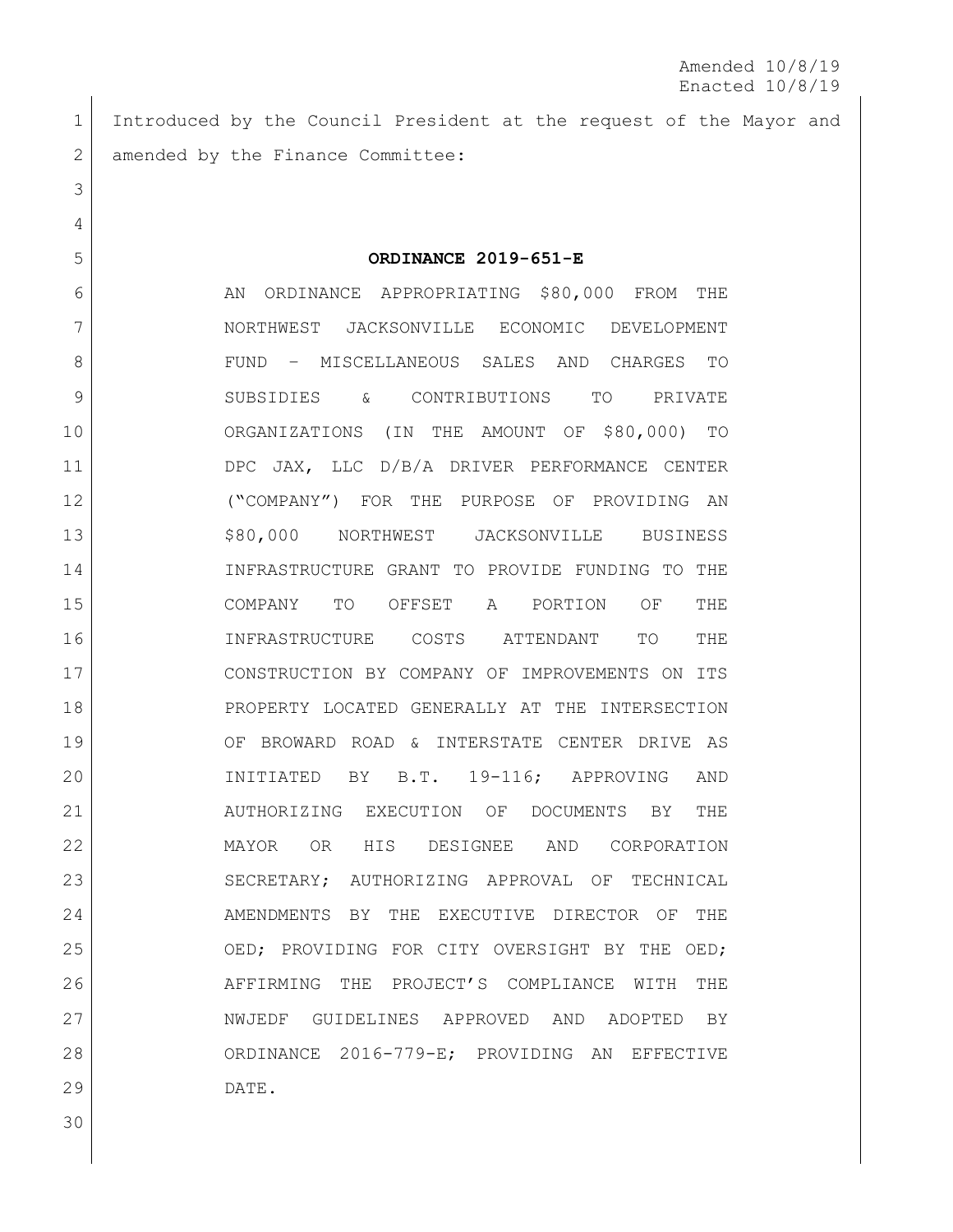Amended 10/8/19
Enacted 10/8/19

Introduced by the Council President at the request of the Mayor and amended by the Finance Committee:

**ORDINANCE 2019-651-E**

AN ORDINANCE APPROPRIATING $80,000 FROM THE NORTHWEST JACKSONVILLE ECONOMIC DEVELOPMENT FUND – MISCELLANEOUS SALES AND CHARGES TO SUBSIDIES & CONTRIBUTIONS TO PRIVATE ORGANIZATIONS (IN THE AMOUNT OF $80,000) TO DPC JAX, LLC D/B/A DRIVER PERFORMANCE CENTER ("COMPANY") FOR THE PURPOSE OF PROVIDING AN $80,000 NORTHWEST JACKSONVILLE BUSINESS INFRASTRUCTURE GRANT TO PROVIDE FUNDING TO THE COMPANY TO OFFSET A PORTION OF THE INFRASTRUCTURE COSTS ATTENDANT TO THE CONSTRUCTION BY COMPANY OF IMPROVEMENTS ON ITS PROPERTY LOCATED GENERALLY AT THE INTERSECTION OF BROWARD ROAD & INTERSTATE CENTER DRIVE AS INITIATED BY B.T. 19-116; APPROVING AND AUTHORIZING EXECUTION OF DOCUMENTS BY THE MAYOR OR HIS DESIGNEE AND CORPORATION SECRETARY; AUTHORIZING APPROVAL OF TECHNICAL AMENDMENTS BY THE EXECUTIVE DIRECTOR OF THE OED; PROVIDING FOR CITY OVERSIGHT BY THE OED; AFFIRMING THE PROJECT'S COMPLIANCE WITH THE NWJEDF GUIDELINES APPROVED AND ADOPTED BY ORDINANCE 2016-779-E; PROVIDING AN EFFECTIVE DATE.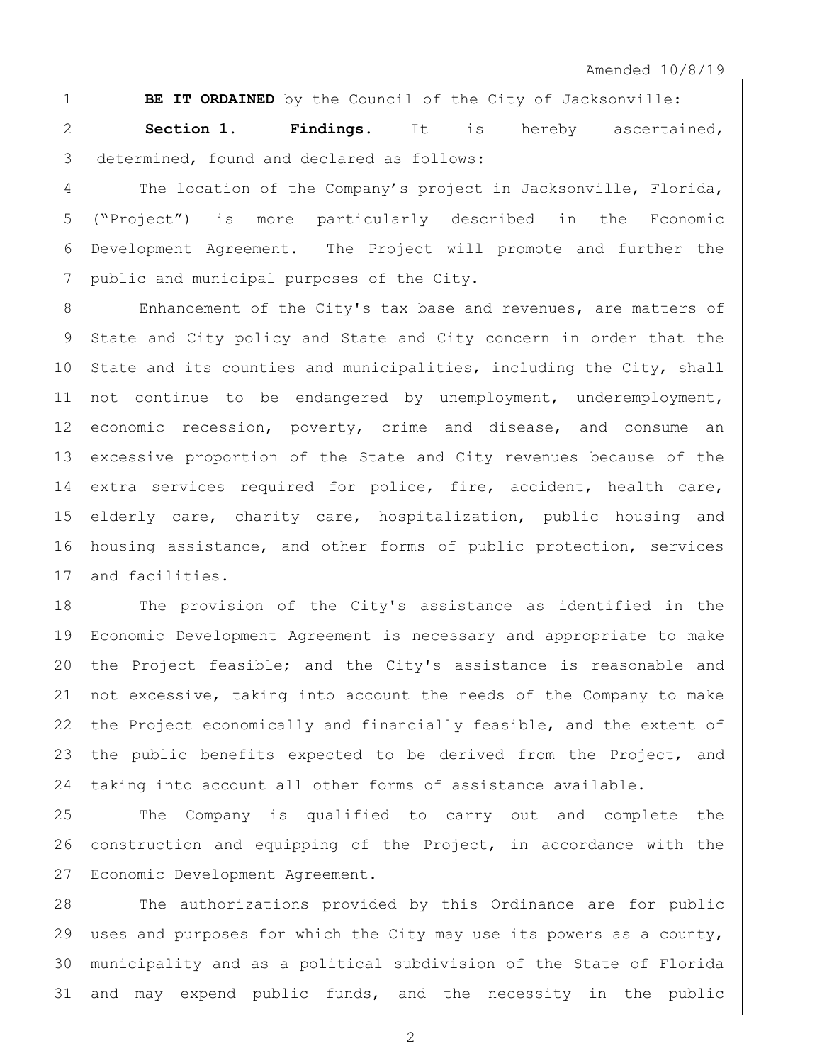Amended 10/8/19

**BE IT ORDAINED** by the Council of the City of Jacksonville:

**Section 1. Findings.** It is hereby ascertained, determined, found and declared as follows:

The location of the Company's project in Jacksonville, Florida, ("Project") is more particularly described in the Economic Development Agreement. The Project will promote and further the public and municipal purposes of the City.

Enhancement of the City's tax base and revenues, are matters of State and City policy and State and City concern in order that the State and its counties and municipalities, including the City, shall not continue to be endangered by unemployment, underemployment, economic recession, poverty, crime and disease, and consume an excessive proportion of the State and City revenues because of the extra services required for police, fire, accident, health care, elderly care, charity care, hospitalization, public housing and housing assistance, and other forms of public protection, services and facilities.

The provision of the City's assistance as identified in the Economic Development Agreement is necessary and appropriate to make the Project feasible; and the City's assistance is reasonable and not excessive, taking into account the needs of the Company to make the Project economically and financially feasible, and the extent of the public benefits expected to be derived from the Project, and taking into account all other forms of assistance available.

The Company is qualified to carry out and complete the construction and equipping of the Project, in accordance with the Economic Development Agreement.

The authorizations provided by this Ordinance are for public uses and purposes for which the City may use its powers as a county, municipality and as a political subdivision of the State of Florida and may expend public funds, and the necessity in the public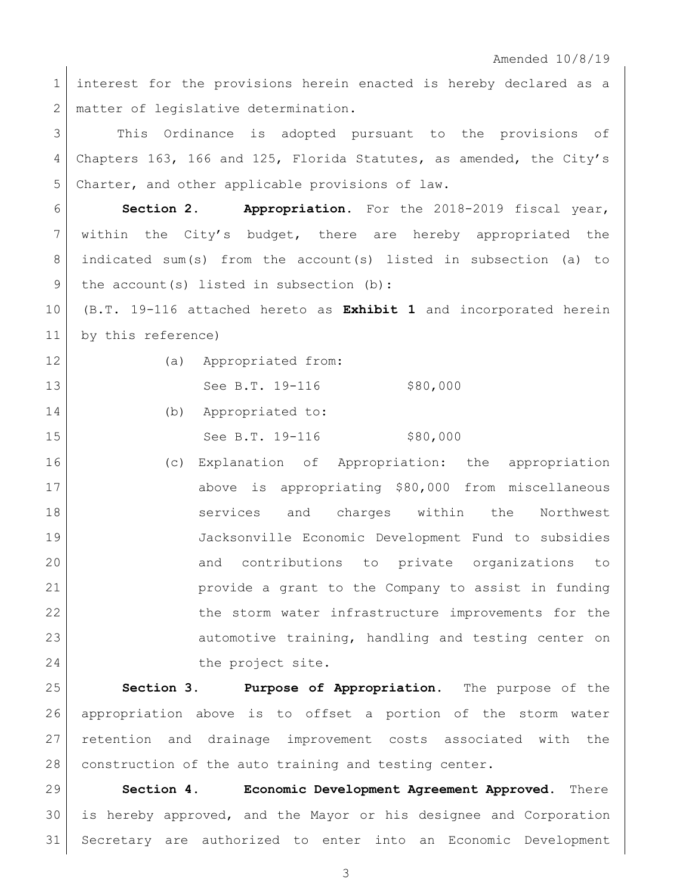interest for the provisions herein enacted is hereby declared as a matter of legislative determination.

This Ordinance is adopted pursuant to the provisions of Chapters 163, 166 and 125, Florida Statutes, as amended, the City's Charter, and other applicable provisions of law.

**Section 2. Appropriation.** For the 2018-2019 fiscal year, within the City's budget, there are hereby appropriated the indicated sum(s) from the account(s) listed in subsection (a) to the account(s) listed in subsection (b):

(B.T. 19-116 attached hereto as **Exhibit 1** and incorporated herein by this reference)

(a) Appropriated from:

See B.T. 19-116 $80,000

(b) Appropriated to:

See B.T. 19-116 $80,000

(c) Explanation of Appropriation: the appropriation above is appropriating $80,000 from miscellaneous services and charges within the Northwest Jacksonville Economic Development Fund to subsidies and contributions to private organizations to provide a grant to the Company to assist in funding the storm water infrastructure improvements for the automotive training, handling and testing center on the project site.

**Section 3. Purpose of Appropriation.** The purpose of the appropriation above is to offset a portion of the storm water retention and drainage improvement costs associated with the construction of the auto training and testing center.

**Section 4. Economic Development Agreement Approved.** There is hereby approved, and the Mayor or his designee and Corporation Secretary are authorized to enter into an Economic Development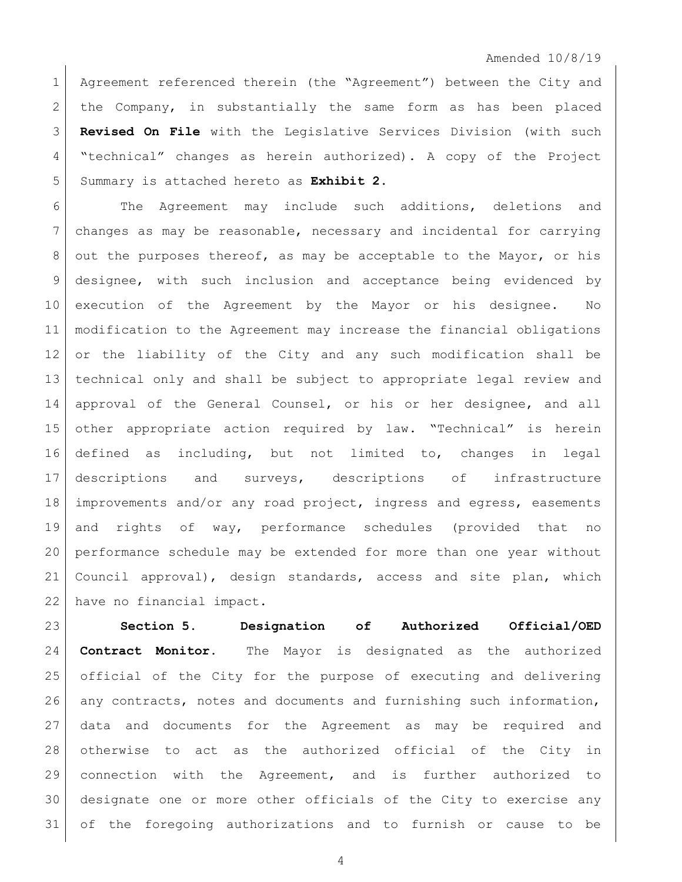Amended 10/8/19

Agreement referenced therein (the "Agreement") between the City and the Company, in substantially the same form as has been placed **Revised On File** with the Legislative Services Division (with such "technical" changes as herein authorized). A copy of the Project Summary is attached hereto as **Exhibit 2.**

The Agreement may include such additions, deletions and changes as may be reasonable, necessary and incidental for carrying out the purposes thereof, as may be acceptable to the Mayor, or his designee, with such inclusion and acceptance being evidenced by execution of the Agreement by the Mayor or his designee. No modification to the Agreement may increase the financial obligations or the liability of the City and any such modification shall be technical only and shall be subject to appropriate legal review and approval of the General Counsel, or his or her designee, and all other appropriate action required by law. "Technical" is herein defined as including, but not limited to, changes in legal descriptions and surveys, descriptions of infrastructure improvements and/or any road project, ingress and egress, easements and rights of way, performance schedules (provided that no performance schedule may be extended for more than one year without Council approval), design standards, access and site plan, which have no financial impact.

**Section 5. Designation of Authorized Official/OED Contract Monitor.** The Mayor is designated as the authorized official of the City for the purpose of executing and delivering any contracts, notes and documents and furnishing such information, data and documents for the Agreement as may be required and otherwise to act as the authorized official of the City in connection with the Agreement, and is further authorized to designate one or more other officials of the City to exercise any of the foregoing authorizations and to furnish or cause to be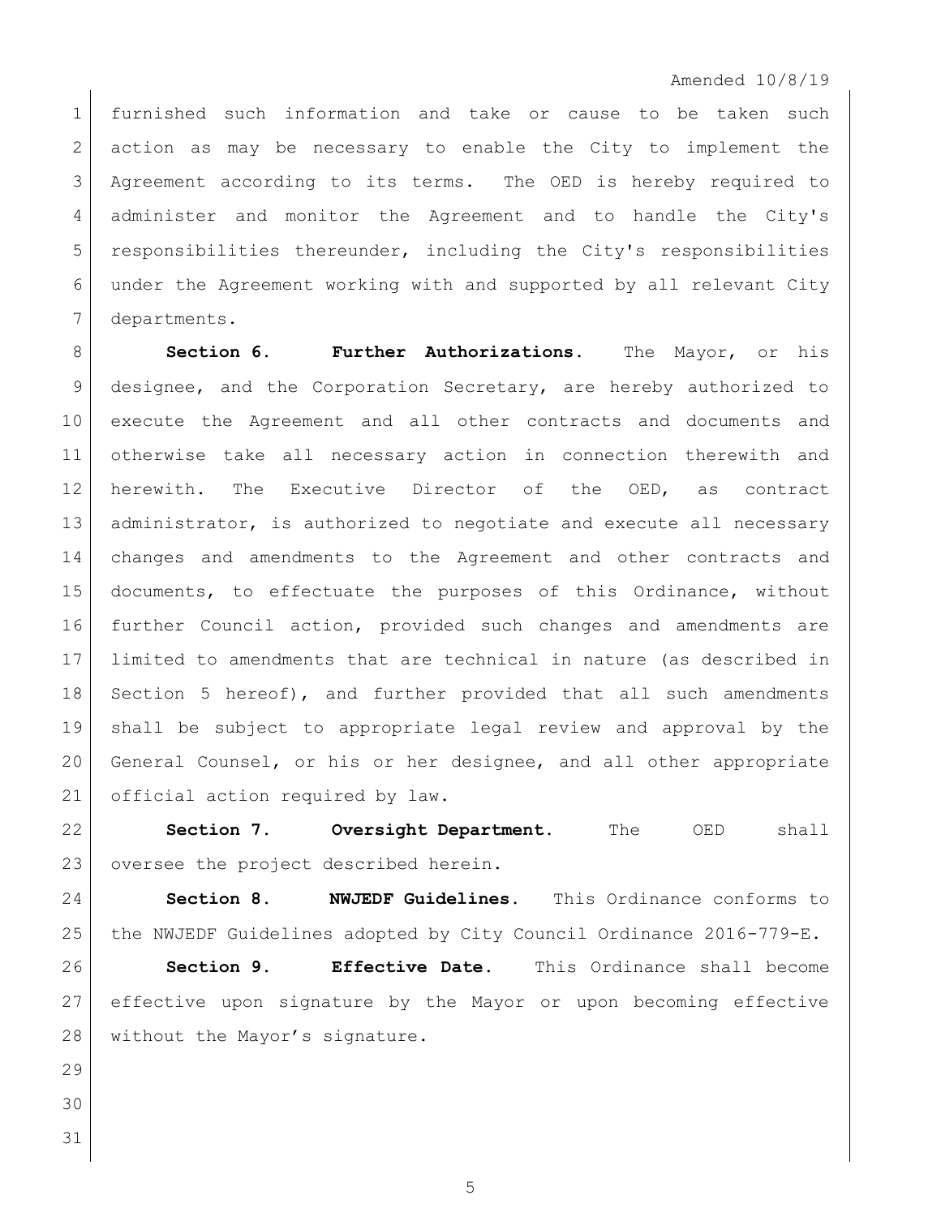Amended 10/8/19

furnished such information and take or cause to be taken such action as may be necessary to enable the City to implement the Agreement according to its terms. The OED is hereby required to administer and monitor the Agreement and to handle the City's responsibilities thereunder, including the City's responsibilities under the Agreement working with and supported by all relevant City departments.

**Section 6. Further Authorizations.** The Mayor, or his designee, and the Corporation Secretary, are hereby authorized to execute the Agreement and all other contracts and documents and otherwise take all necessary action in connection therewith and herewith. The Executive Director of the OED, as contract administrator, is authorized to negotiate and execute all necessary changes and amendments to the Agreement and other contracts and documents, to effectuate the purposes of this Ordinance, without further Council action, provided such changes and amendments are limited to amendments that are technical in nature (as described in Section 5 hereof), and further provided that all such amendments shall be subject to appropriate legal review and approval by the General Counsel, or his or her designee, and all other appropriate official action required by law.

**Section 7. Oversight Department.** The OED shall oversee the project described herein.

**Section 8. NWJEDF Guidelines.** This Ordinance conforms to the NWJEDF Guidelines adopted by City Council Ordinance 2016-779-E.

**Section 9. Effective Date.** This Ordinance shall become effective upon signature by the Mayor or upon becoming effective without the Mayor's signature.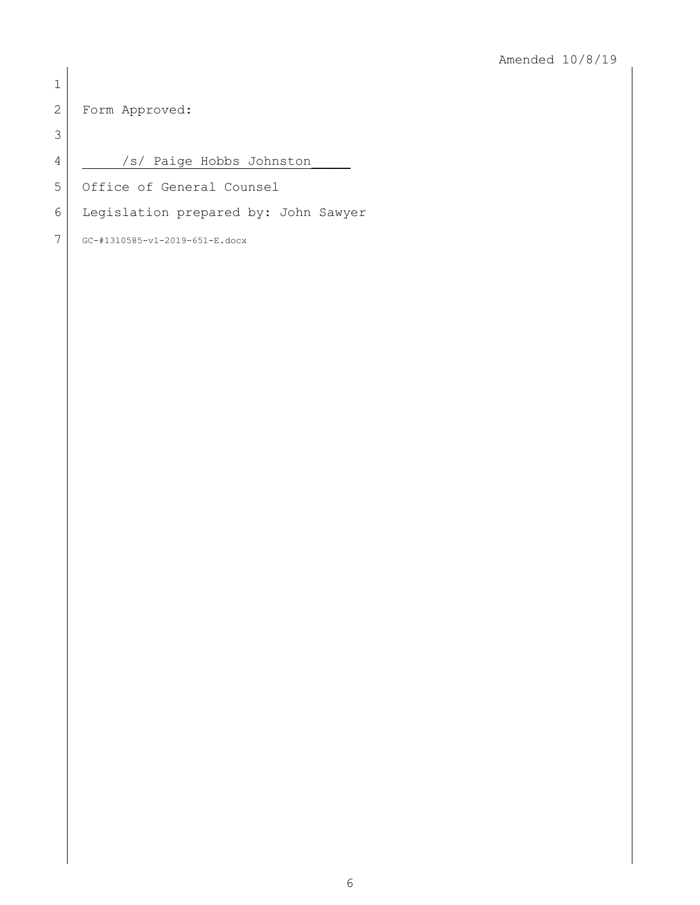Amended 10/8/19

Form Approved:

/s/ Paige Hobbs Johnston_____

Office of General Counsel

Legislation prepared by: John Sawyer

GC-#1310585-v1-2019-651-E.docx